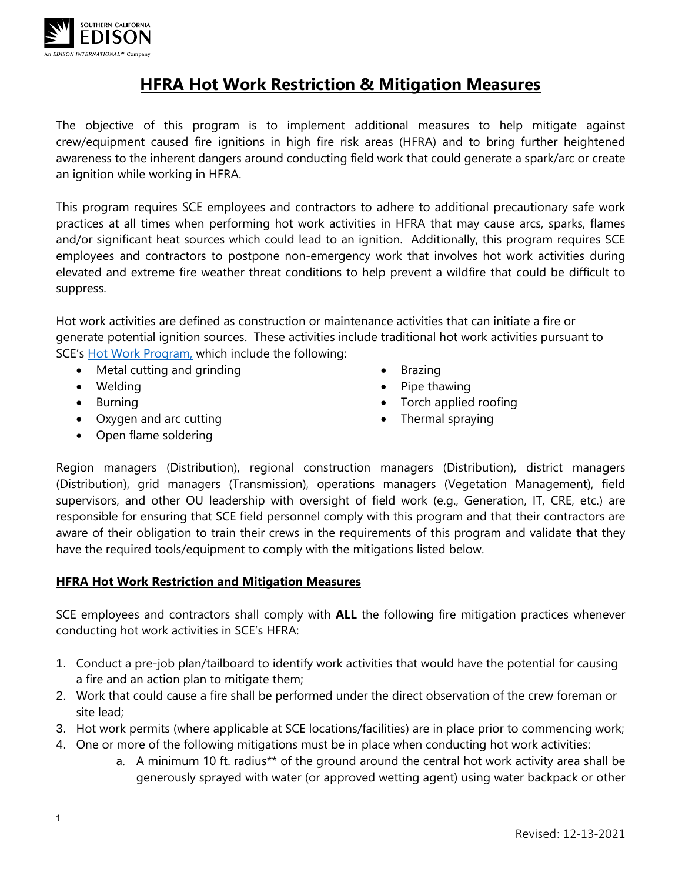# HFRA Hot Work Restriction & Mitigation Measures

The objective of this program is to implement additional measures to help mitigate against crew/equipment caused fire ignitions in high fire risk areas (HFRA) and to bring further heightened awareness to the inherent dangers around conducting field work that could generate a spark/arc or create an ignition while working in HFRA.

This program requires SCE employees and contractors to adhere to additional precautionary safe work practices at all times when performing hot work activities in HFRA that may cause arcs, sparks, flames and/or significant heat sources which could lead to an ignition. Additionally, this program requires SCE employees and contractors to postpone non-emergency work that involves hot work activities during elevated and extreme fire weather threat conditions to help prevent a wildfire that could be difficult to suppress.

Hot work activities are defined as construction or maintenance activities that can initiate a fire or generate potential ignition sources. These activities include traditional hot work activities pursuant to SCE's Hot Work Program, which include the following:

- Metal cutting and grinding
- Welding
- Burning
- Oxygen and arc cutting
- Open flame soldering
- Brazing
- Pipe thawing
- Torch applied roofing
- Thermal spraying

Region managers (Distribution), regional construction managers (Distribution), district managers (Distribution), grid managers (Transmission), operations managers (Vegetation Management), field supervisors, and other OU leadership with oversight of field work (e.g., Generation, IT, CRE, etc.) are responsible for ensuring that SCE field personnel comply with this program and that their contractors are aware of their obligation to train their crews in the requirements of this program and validate that they have the required tools/equipment to comply with the mitigations listed below.

## HFRA Hot Work Restriction and Mitigation Measures

SCE employees and contractors shall comply with **ALL** the following fire mitigation practices whenever conducting hot work activities in SCE's HFRA:

1. Conduct a pre-job plan/tailboard to identify work activities that would have the potential for causing a fire and an action plan to mitigate them;
2. Work that could cause a fire shall be performed under the direct observation of the crew foreman or site lead;
3. Hot work permits (where applicable at SCE locations/facilities) are in place prior to commencing work;
4. One or more of the following mitigations must be in place when conducting hot work activities:
    a. A minimum 10 ft. radius** of the ground around the central hot work activity area shall be generously sprayed with water (or approved wetting agent) using water backpack or other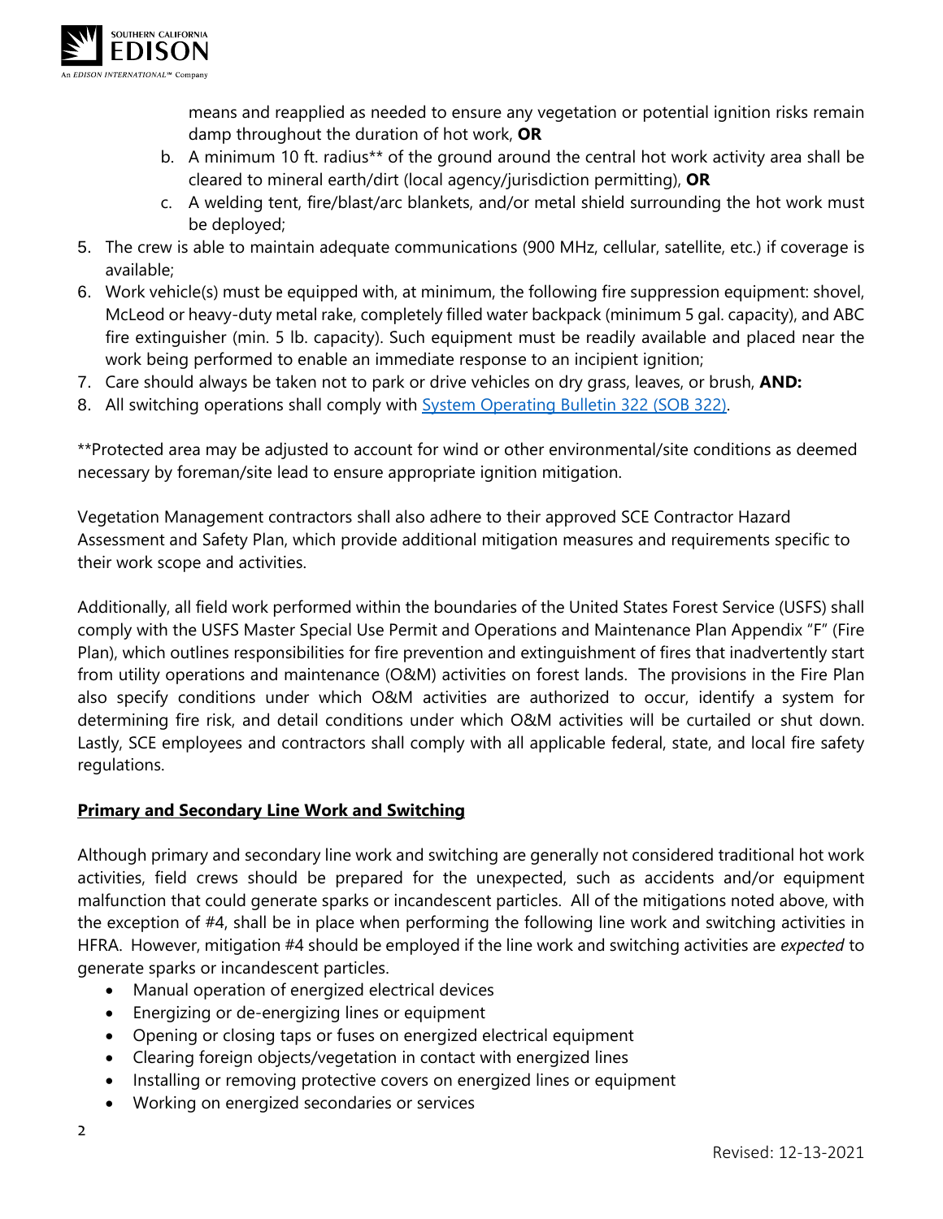means and reapplied as needed to ensure any vegetation or potential ignition risks remain damp throughout the duration of hot work, **OR**

   b. A minimum 10 ft. radius** of the ground around the central hot work activity area shall be cleared to mineral earth/dirt (local agency/jurisdiction permitting), **OR**

   c. A welding tent, fire/blast/arc blankets, and/or metal shield surrounding the hot work must be deployed;

5. The crew is able to maintain adequate communications (900 MHz, cellular, satellite, etc.) if coverage is available;
6. Work vehicle(s) must be equipped with, at minimum, the following fire suppression equipment: shovel, McLeod or heavy-duty metal rake, completely filled water backpack (minimum 5 gal. capacity), and ABC fire extinguisher (min. 5 lb. capacity). Such equipment must be readily available and placed near the work being performed to enable an immediate response to an incipient ignition;
7. Care should always be taken not to park or drive vehicles on dry grass, leaves, or brush, **AND:**
8. All switching operations shall comply with System Operating Bulletin 322 (SOB 322).

**Protected area may be adjusted to account for wind or other environmental/site conditions as deemed necessary by foreman/site lead to ensure appropriate ignition mitigation.

Vegetation Management contractors shall also adhere to their approved SCE Contractor Hazard Assessment and Safety Plan, which provide additional mitigation measures and requirements specific to their work scope and activities.

Additionally, all field work performed within the boundaries of the United States Forest Service (USFS) shall comply with the USFS Master Special Use Permit and Operations and Maintenance Plan Appendix "F" (Fire Plan), which outlines responsibilities for fire prevention and extinguishment of fires that inadvertently start from utility operations and maintenance (O&M) activities on forest lands. The provisions in the Fire Plan also specify conditions under which O&M activities are authorized to occur, identify a system for determining fire risk, and detail conditions under which O&M activities will be curtailed or shut down. Lastly, SCE employees and contractors shall comply with all applicable federal, state, and local fire safety regulations.

**Primary and Secondary Line Work and Switching**

Although primary and secondary line work and switching are generally not considered traditional hot work activities, field crews should be prepared for the unexpected, such as accidents and/or equipment malfunction that could generate sparks or incandescent particles. All of the mitigations noted above, with the exception of #4, shall be in place when performing the following line work and switching activities in HFRA. However, mitigation #4 should be employed if the line work and switching activities are *expected* to generate sparks or incandescent particles.

- Manual operation of energized electrical devices
- Energizing or de-energizing lines or equipment
- Opening or closing taps or fuses on energized electrical equipment
- Clearing foreign objects/vegetation in contact with energized lines
- Installing or removing protective covers on energized lines or equipment
- Working on energized secondaries or services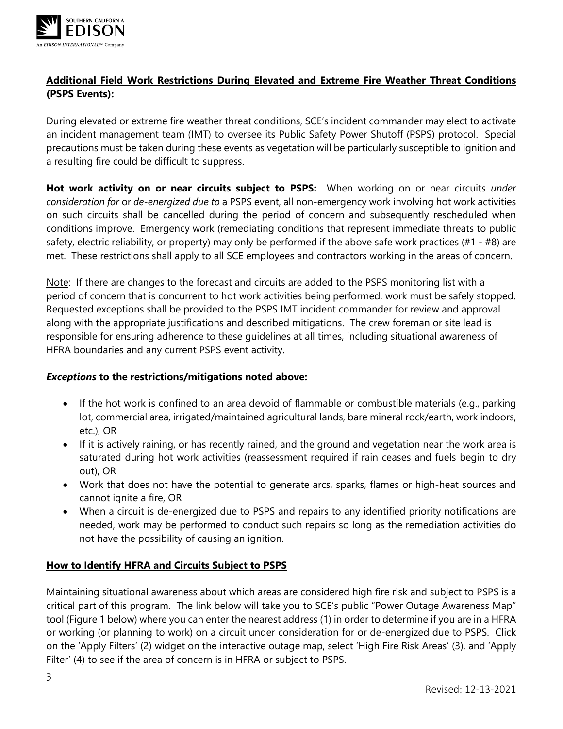**Additional Field Work Restrictions During Elevated and Extreme Fire Weather Threat Conditions (PSPS Events):**

During elevated or extreme fire weather threat conditions, SCE's incident commander may elect to activate an incident management team (IMT) to oversee its Public Safety Power Shutoff (PSPS) protocol. Special precautions must be taken during these events as vegetation will be particularly susceptible to ignition and a resulting fire could be difficult to suppress.

**Hot work activity on or near circuits subject to PSPS:** When working on or near circuits *under consideration for* or *de-energized due to* a PSPS event, all non-emergency work involving hot work activities on such circuits shall be cancelled during the period of concern and subsequently rescheduled when conditions improve. Emergency work (remediating conditions that represent immediate threats to public safety, electric reliability, or property) may only be performed if the above safe work practices (#1 - #8) are met. These restrictions shall apply to all SCE employees and contractors working in the areas of concern.

Note: If there are changes to the forecast and circuits are added to the PSPS monitoring list with a period of concern that is concurrent to hot work activities being performed, work must be safely stopped. Requested exceptions shall be provided to the PSPS IMT incident commander for review and approval along with the appropriate justifications and described mitigations. The crew foreman or site lead is responsible for ensuring adherence to these guidelines at all times, including situational awareness of HFRA boundaries and any current PSPS event activity.

***Exceptions* to the restrictions/mitigations noted above:**

- If the hot work is confined to an area devoid of flammable or combustible materials (e.g., parking lot, commercial area, irrigated/maintained agricultural lands, bare mineral rock/earth, work indoors, etc.), OR
- If it is actively raining, or has recently rained, and the ground and vegetation near the work area is saturated during hot work activities (reassessment required if rain ceases and fuels begin to dry out), OR
- Work that does not have the potential to generate arcs, sparks, flames or high-heat sources and cannot ignite a fire, OR
- When a circuit is de-energized due to PSPS and repairs to any identified priority notifications are needed, work may be performed to conduct such repairs so long as the remediation activities do not have the possibility of causing an ignition.

**How to Identify HFRA and Circuits Subject to PSPS**

Maintaining situational awareness about which areas are considered high fire risk and subject to PSPS is a critical part of this program. The link below will take you to SCE's public "Power Outage Awareness Map" tool (Figure 1 below) where you can enter the nearest address (1) in order to determine if you are in a HFRA or working (or planning to work) on a circuit under consideration for or de-energized due to PSPS. Click on the 'Apply Filters' (2) widget on the interactive outage map, select 'High Fire Risk Areas' (3), and 'Apply Filter' (4) to see if the area of concern is in HFRA or subject to PSPS.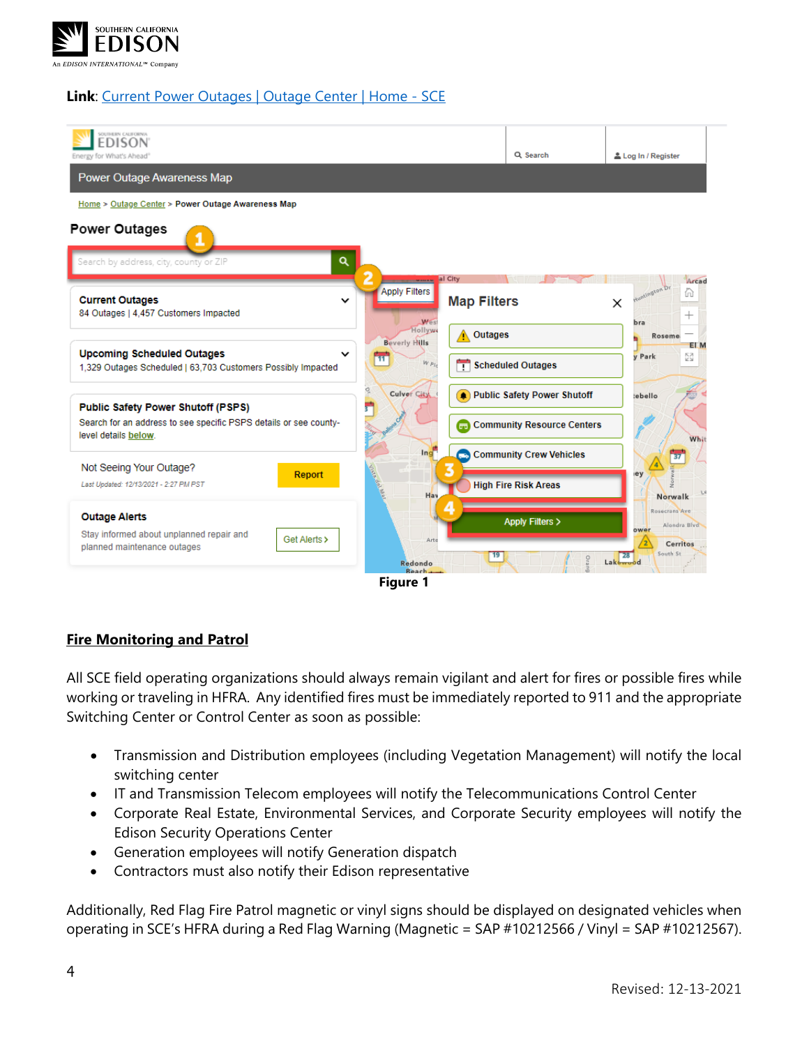**Link**: [Current Power Outages | Outage Center | Home - SCE]()

Figure 1

## Fire Monitoring and Patrol

All SCE field operating organizations should always remain vigilant and alert for fires or possible fires while working or traveling in HFRA. Any identified fires must be immediately reported to 911 and the appropriate Switching Center or Control Center as soon as possible:

- Transmission and Distribution employees (including Vegetation Management) will notify the local switching center
- IT and Transmission Telecom employees will notify the Telecommunications Control Center
- Corporate Real Estate, Environmental Services, and Corporate Security employees will notify the Edison Security Operations Center
- Generation employees will notify Generation dispatch
- Contractors must also notify their Edison representative

Additionally, Red Flag Fire Patrol magnetic or vinyl signs should be displayed on designated vehicles when operating in SCE's HFRA during a Red Flag Warning (Magnetic = SAP #10212566 / Vinyl = SAP #10212567).

Revised: 12-13-2021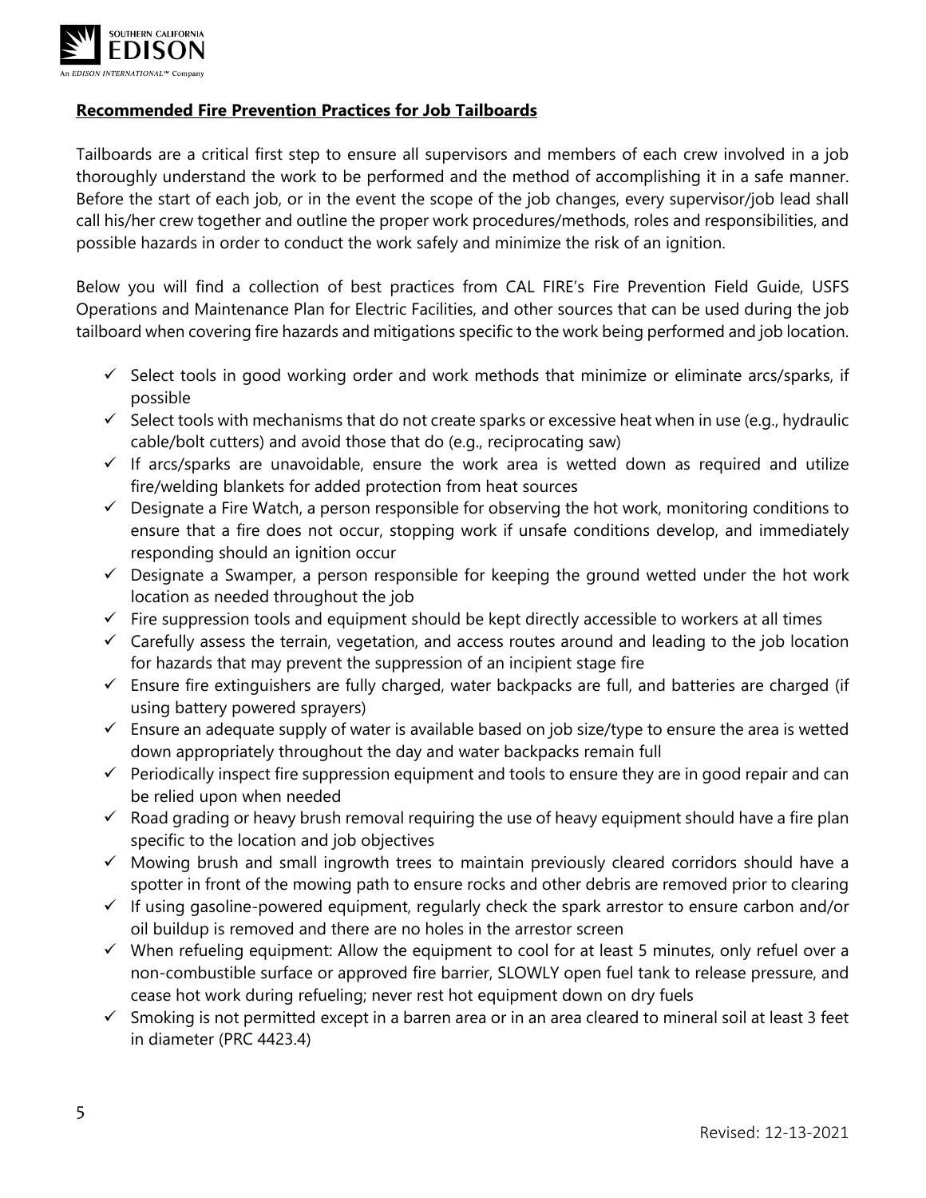**Recommended Fire Prevention Practices for Job Tailboards**

Tailboards are a critical first step to ensure all supervisors and members of each crew involved in a job thoroughly understand the work to be performed and the method of accomplishing it in a safe manner. Before the start of each job, or in the event the scope of the job changes, every supervisor/job lead shall call his/her crew together and outline the proper work procedures/methods, roles and responsibilities, and possible hazards in order to conduct the work safely and minimize the risk of an ignition.

Below you will find a collection of best practices from CAL FIRE's Fire Prevention Field Guide, USFS Operations and Maintenance Plan for Electric Facilities, and other sources that can be used during the job tailboard when covering fire hazards and mitigations specific to the work being performed and job location.

- ✓ Select tools in good working order and work methods that minimize or eliminate arcs/sparks, if possible
- ✓ Select tools with mechanisms that do not create sparks or excessive heat when in use (e.g., hydraulic cable/bolt cutters) and avoid those that do (e.g., reciprocating saw)
- ✓ If arcs/sparks are unavoidable, ensure the work area is wetted down as required and utilize fire/welding blankets for added protection from heat sources
- ✓ Designate a Fire Watch, a person responsible for observing the hot work, monitoring conditions to ensure that a fire does not occur, stopping work if unsafe conditions develop, and immediately responding should an ignition occur
- ✓ Designate a Swamper, a person responsible for keeping the ground wetted under the hot work location as needed throughout the job
- ✓ Fire suppression tools and equipment should be kept directly accessible to workers at all times
- ✓ Carefully assess the terrain, vegetation, and access routes around and leading to the job location for hazards that may prevent the suppression of an incipient stage fire
- ✓ Ensure fire extinguishers are fully charged, water backpacks are full, and batteries are charged (if using battery powered sprayers)
- ✓ Ensure an adequate supply of water is available based on job size/type to ensure the area is wetted down appropriately throughout the day and water backpacks remain full
- ✓ Periodically inspect fire suppression equipment and tools to ensure they are in good repair and can be relied upon when needed
- ✓ Road grading or heavy brush removal requiring the use of heavy equipment should have a fire plan specific to the location and job objectives
- ✓ Mowing brush and small ingrowth trees to maintain previously cleared corridors should have a spotter in front of the mowing path to ensure rocks and other debris are removed prior to clearing
- ✓ If using gasoline-powered equipment, regularly check the spark arrestor to ensure carbon and/or oil buildup is removed and there are no holes in the arrestor screen
- ✓ When refueling equipment: Allow the equipment to cool for at least 5 minutes, only refuel over a non-combustible surface or approved fire barrier, SLOWLY open fuel tank to release pressure, and cease hot work during refueling; never rest hot equipment down on dry fuels
- ✓ Smoking is not permitted except in a barren area or in an area cleared to mineral soil at least 3 feet in diameter (PRC 4423.4)

Revised: 12-13-2021